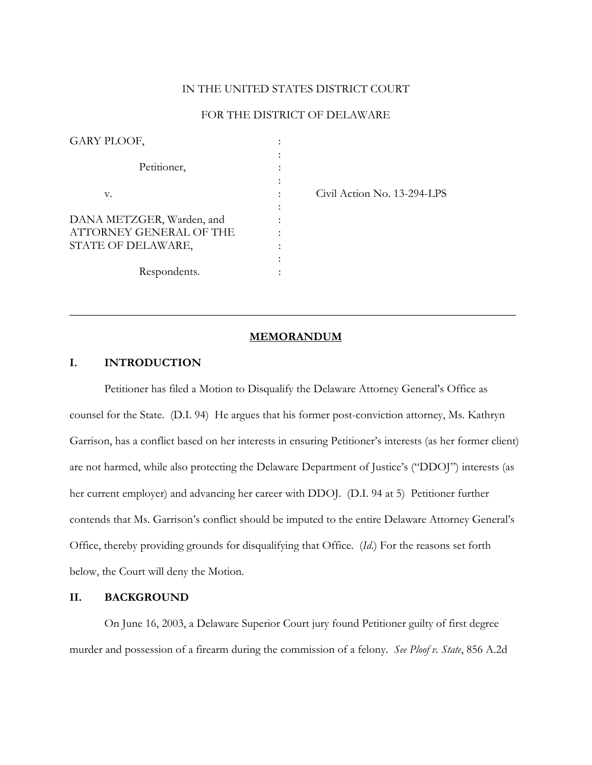IN THE UNITED STATES DISTRICT COURT

FOR THE DISTRICT OF DELAWARE

| | | |
|---|---|---|
| GARY PLOOF, | : | |
| | : | |
| Petitioner, | : | |
| | : | |
| v. | : | Civil Action No. 13-294-LPS |
| | : | |
| DANA METZGER, Warden, and ATTORNEY GENERAL OF THE STATE OF DELAWARE, | : | |
| | : | |
| Respondents. | : | |

---

## MEMORANDUM

### I. INTRODUCTION

Petitioner has filed a Motion to Disqualify the Delaware Attorney General's Office as counsel for the State. (D.I. 94) He argues that his former post-conviction attorney, Ms. Kathryn Garrison, has a conflict based on her interests in ensuring Petitioner's interests (as her former client) are not harmed, while also protecting the Delaware Department of Justice's ("DDOJ") interests (as her current employer) and advancing her career with DDOJ. (D.I. 94 at 5) Petitioner further contends that Ms. Garrison's conflict should be imputed to the entire Delaware Attorney General's Office, thereby providing grounds for disqualifying that Office. (*Id*.) For the reasons set forth below, the Court will deny the Motion.

### II. BACKGROUND

On June 16, 2003, a Delaware Superior Court jury found Petitioner guilty of first degree murder and possession of a firearm during the commission of a felony. *See Ploof v. State*, 856 A.2d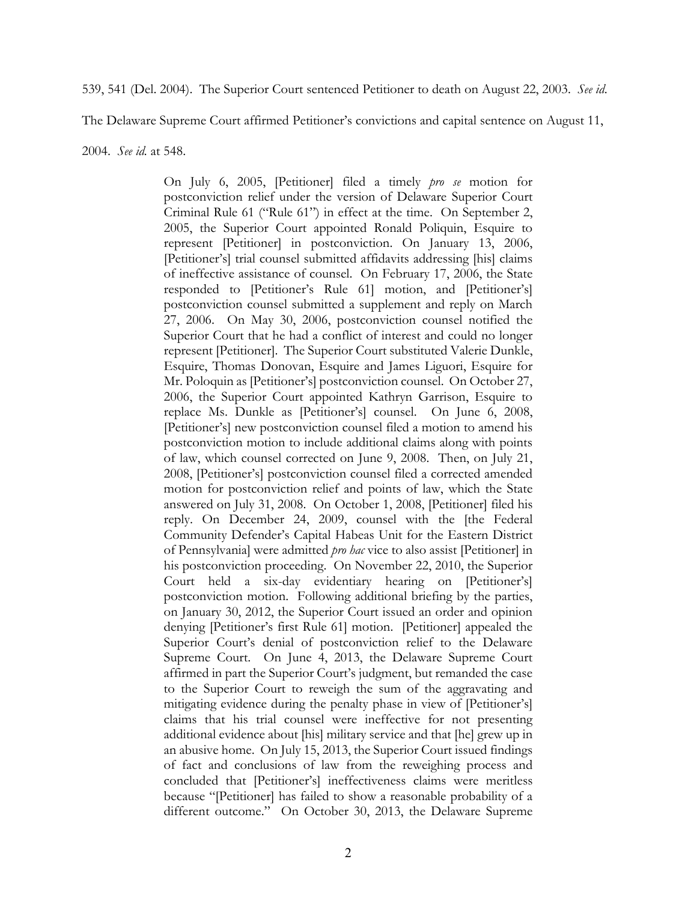539, 541 (Del. 2004). The Superior Court sentenced Petitioner to death on August 22, 2003. *See id.* The Delaware Supreme Court affirmed Petitioner's convictions and capital sentence on August 11, 2004. *See id.* at 548.

> On July 6, 2005, [Petitioner] filed a timely *pro se* motion for postconviction relief under the version of Delaware Superior Court Criminal Rule 61 ("Rule 61") in effect at the time. On September 2, 2005, the Superior Court appointed Ronald Poliquin, Esquire to represent [Petitioner] in postconviction. On January 13, 2006, [Petitioner's] trial counsel submitted affidavits addressing [his] claims of ineffective assistance of counsel. On February 17, 2006, the State responded to [Petitioner's Rule 61] motion, and [Petitioner's] postconviction counsel submitted a supplement and reply on March 27, 2006. On May 30, 2006, postconviction counsel notified the Superior Court that he had a conflict of interest and could no longer represent [Petitioner]. The Superior Court substituted Valerie Dunkle, Esquire, Thomas Donovan, Esquire and James Liguori, Esquire for Mr. Poloquin as [Petitioner's] postconviction counsel. On October 27, 2006, the Superior Court appointed Kathryn Garrison, Esquire to replace Ms. Dunkle as [Petitioner's] counsel. On June 6, 2008, [Petitioner's] new postconviction counsel filed a motion to amend his postconviction motion to include additional claims along with points of law, which counsel corrected on June 9, 2008. Then, on July 21, 2008, [Petitioner's] postconviction counsel filed a corrected amended motion for postconviction relief and points of law, which the State answered on July 31, 2008. On October 1, 2008, [Petitioner] filed his reply. On December 24, 2009, counsel with the [the Federal Community Defender's Capital Habeas Unit for the Eastern District of Pennsylvania] were admitted *pro hac* vice to also assist [Petitioner] in his postconviction proceeding. On November 22, 2010, the Superior Court held a six-day evidentiary hearing on [Petitioner's] postconviction motion. Following additional briefing by the parties, on January 30, 2012, the Superior Court issued an order and opinion denying [Petitioner's first Rule 61] motion. [Petitioner] appealed the Superior Court's denial of postconviction relief to the Delaware Supreme Court. On June 4, 2013, the Delaware Supreme Court affirmed in part the Superior Court's judgment, but remanded the case to the Superior Court to reweigh the sum of the aggravating and mitigating evidence during the penalty phase in view of [Petitioner's] claims that his trial counsel were ineffective for not presenting additional evidence about [his] military service and that [he] grew up in an abusive home. On July 15, 2013, the Superior Court issued findings of fact and conclusions of law from the reweighing process and concluded that [Petitioner's] ineffectiveness claims were meritless because "[Petitioner] has failed to show a reasonable probability of a different outcome." On October 30, 2013, the Delaware Supreme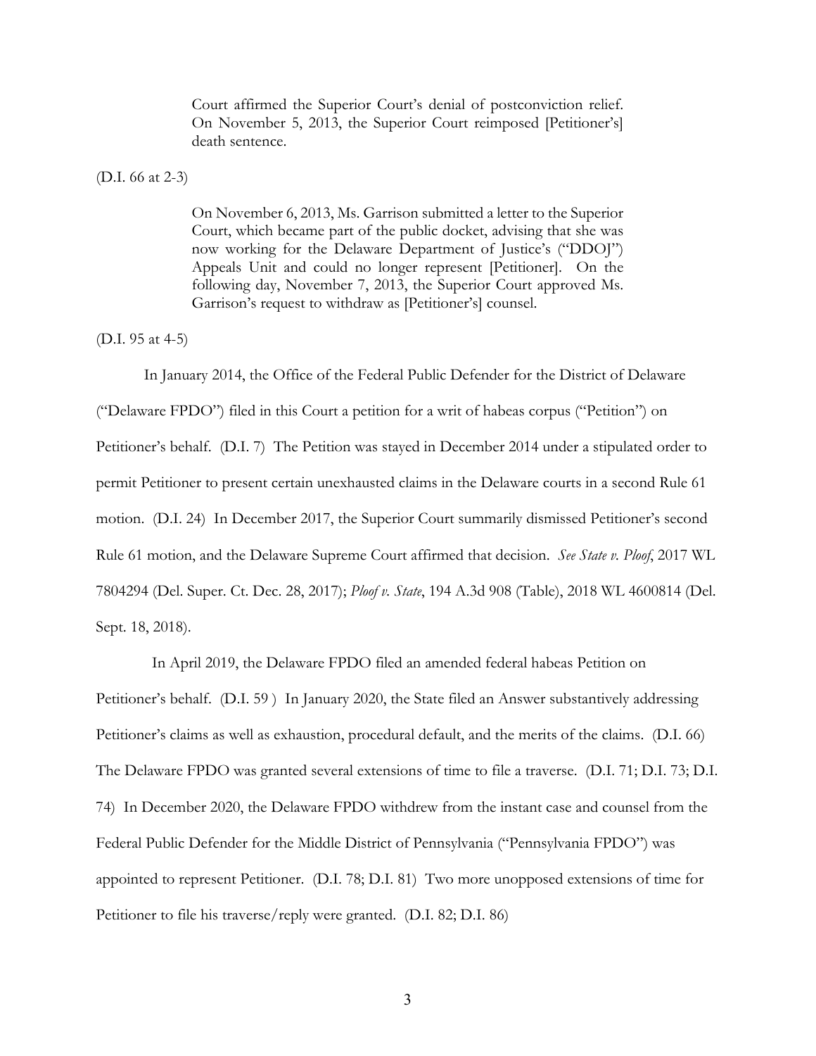> Court affirmed the Superior Court's denial of postconviction relief. On November 5, 2013, the Superior Court reimposed [Petitioner's] death sentence.

(D.I. 66 at 2-3)

> On November 6, 2013, Ms. Garrison submitted a letter to the Superior Court, which became part of the public docket, advising that she was now working for the Delaware Department of Justice's ("DDOJ") Appeals Unit and could no longer represent [Petitioner]. On the following day, November 7, 2013, the Superior Court approved Ms. Garrison's request to withdraw as [Petitioner's] counsel.

(D.I. 95 at 4-5)

In January 2014, the Office of the Federal Public Defender for the District of Delaware ("Delaware FPDO") filed in this Court a petition for a writ of habeas corpus ("Petition") on Petitioner's behalf. (D.I. 7) The Petition was stayed in December 2014 under a stipulated order to permit Petitioner to present certain unexhausted claims in the Delaware courts in a second Rule 61 motion. (D.I. 24) In December 2017, the Superior Court summarily dismissed Petitioner's second Rule 61 motion, and the Delaware Supreme Court affirmed that decision. *See State v. Ploof*, 2017 WL 7804294 (Del. Super. Ct. Dec. 28, 2017); *Ploof v. State*, 194 A.3d 908 (Table), 2018 WL 4600814 (Del. Sept. 18, 2018).

In April 2019, the Delaware FPDO filed an amended federal habeas Petition on Petitioner's behalf. (D.I. 59 ) In January 2020, the State filed an Answer substantively addressing Petitioner's claims as well as exhaustion, procedural default, and the merits of the claims. (D.I. 66) The Delaware FPDO was granted several extensions of time to file a traverse. (D.I. 71; D.I. 73; D.I. 74) In December 2020, the Delaware FPDO withdrew from the instant case and counsel from the Federal Public Defender for the Middle District of Pennsylvania ("Pennsylvania FPDO") was appointed to represent Petitioner. (D.I. 78; D.I. 81) Two more unopposed extensions of time for Petitioner to file his traverse/reply were granted. (D.I. 82; D.I. 86)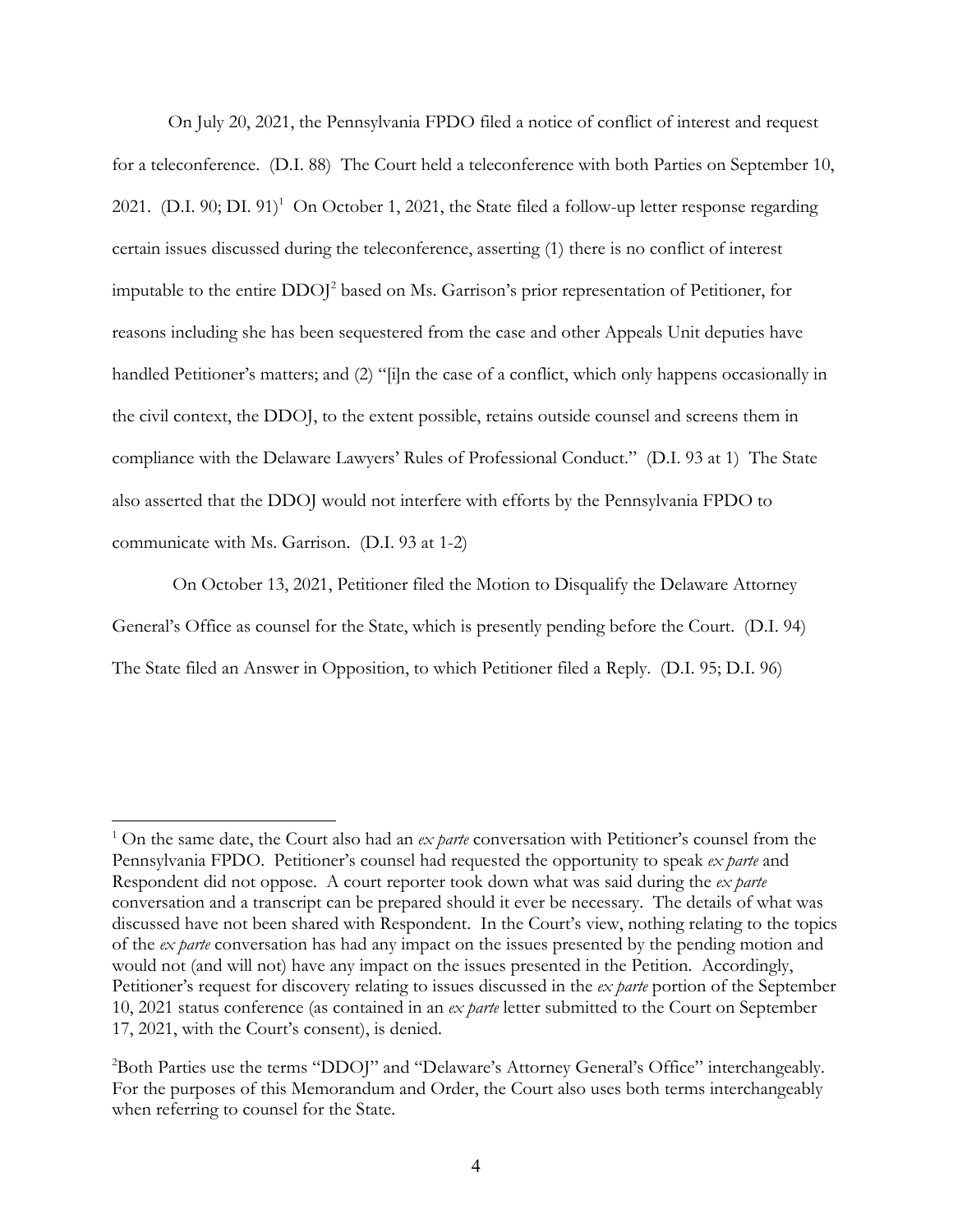On July 20, 2021, the Pennsylvania FPDO filed a notice of conflict of interest and request for a teleconference. (D.I. 88) The Court held a teleconference with both Parties on September 10, 2021. (D.I. 90; DI. 91)[1] On October 1, 2021, the State filed a follow-up letter response regarding certain issues discussed during the teleconference, asserting (1) there is no conflict of interest imputable to the entire DDOJ[2] based on Ms. Garrison's prior representation of Petitioner, for reasons including she has been sequestered from the case and other Appeals Unit deputies have handled Petitioner's matters; and (2) "[i]n the case of a conflict, which only happens occasionally in the civil context, the DDOJ, to the extent possible, retains outside counsel and screens them in compliance with the Delaware Lawyers' Rules of Professional Conduct." (D.I. 93 at 1) The State also asserted that the DDOJ would not interfere with efforts by the Pennsylvania FPDO to communicate with Ms. Garrison. (D.I. 93 at 1-2)

On October 13, 2021, Petitioner filed the Motion to Disqualify the Delaware Attorney General's Office as counsel for the State, which is presently pending before the Court. (D.I. 94) The State filed an Answer in Opposition, to which Petitioner filed a Reply. (D.I. 95; D.I. 96)

---

[1] On the same date, the Court also had an *ex parte* conversation with Petitioner's counsel from the Pennsylvania FPDO. Petitioner's counsel had requested the opportunity to speak *ex parte* and Respondent did not oppose. A court reporter took down what was said during the *ex parte* conversation and a transcript can be prepared should it ever be necessary. The details of what was discussed have not been shared with Respondent. In the Court's view, nothing relating to the topics of the *ex parte* conversation has had any impact on the issues presented by the pending motion and would not (and will not) have any impact on the issues presented in the Petition. Accordingly, Petitioner's request for discovery relating to issues discussed in the *ex parte* portion of the September 10, 2021 status conference (as contained in an *ex parte* letter submitted to the Court on September 17, 2021, with the Court's consent), is denied.

[2] Both Parties use the terms "DDOJ" and "Delaware's Attorney General's Office" interchangeably. For the purposes of this Memorandum and Order, the Court also uses both terms interchangeably when referring to counsel for the State.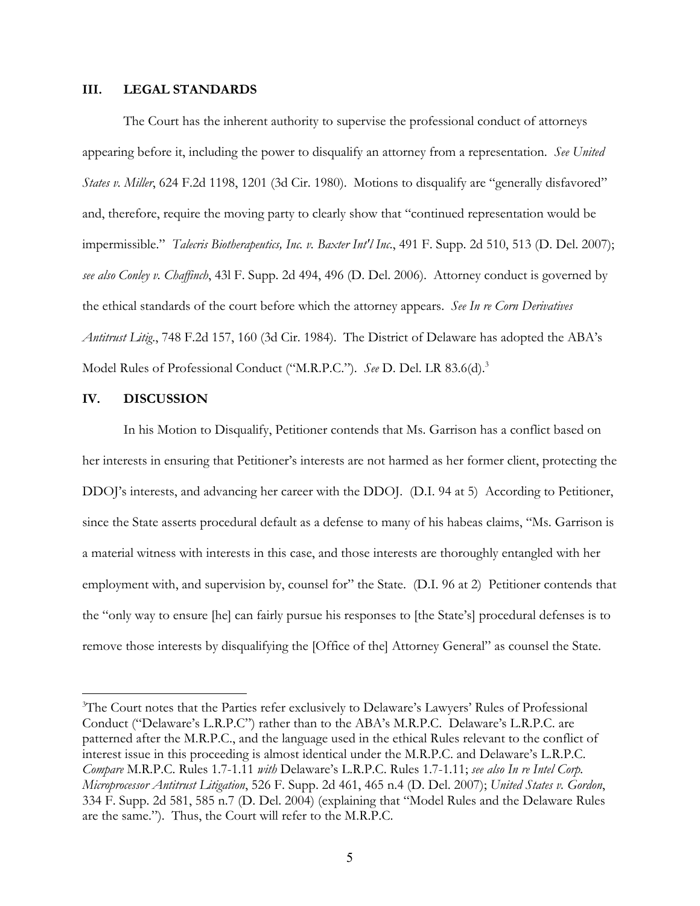## III. LEGAL STANDARDS

The Court has the inherent authority to supervise the professional conduct of attorneys appearing before it, including the power to disqualify an attorney from a representation. *See United States v. Miller*, 624 F.2d 1198, 1201 (3d Cir. 1980). Motions to disqualify are "generally disfavored" and, therefore, require the moving party to clearly show that "continued representation would be impermissible." *Talecris Biotherapeutics, Inc. v. Baxter Int'l Inc.*, 491 F. Supp. 2d 510, 513 (D. Del. 2007); *see also Conley v. Chaffinch*, 43l F. Supp. 2d 494, 496 (D. Del. 2006). Attorney conduct is governed by the ethical standards of the court before which the attorney appears. *See In re Corn Derivatives Antitrust Litig.*, 748 F.2d 157, 160 (3d Cir. 1984). The District of Delaware has adopted the ABA's Model Rules of Professional Conduct ("M.R.P.C."). *See* D. Del. LR 83.6(d).[3]

## IV. DISCUSSION

In his Motion to Disqualify, Petitioner contends that Ms. Garrison has a conflict based on her interests in ensuring that Petitioner's interests are not harmed as her former client, protecting the DDOJ's interests, and advancing her career with the DDOJ. (D.I. 94 at 5) According to Petitioner, since the State asserts procedural default as a defense to many of his habeas claims, "Ms. Garrison is a material witness with interests in this case, and those interests are thoroughly entangled with her employment with, and supervision by, counsel for" the State. (D.I. 96 at 2) Petitioner contends that the "only way to ensure [he] can fairly pursue his responses to [the State's] procedural defenses is to remove those interests by disqualifying the [Office of the] Attorney General" as counsel the State.

---

[3]The Court notes that the Parties refer exclusively to Delaware's Lawyers' Rules of Professional Conduct ("Delaware's L.R.P.C") rather than to the ABA's M.R.P.C. Delaware's L.R.P.C. are patterned after the M.R.P.C., and the language used in the ethical Rules relevant to the conflict of interest issue in this proceeding is almost identical under the M.R.P.C. and Delaware's L.R.P.C. *Compare* M.R.P.C. Rules 1.7-1.11 *with* Delaware's L.R.P.C. Rules 1.7-1.11; *see also In re Intel Corp. Microprocessor Antitrust Litigation*, 526 F. Supp. 2d 461, 465 n.4 (D. Del. 2007); *United States v. Gordon*, 334 F. Supp. 2d 581, 585 n.7 (D. Del. 2004) (explaining that "Model Rules and the Delaware Rules are the same."). Thus, the Court will refer to the M.R.P.C.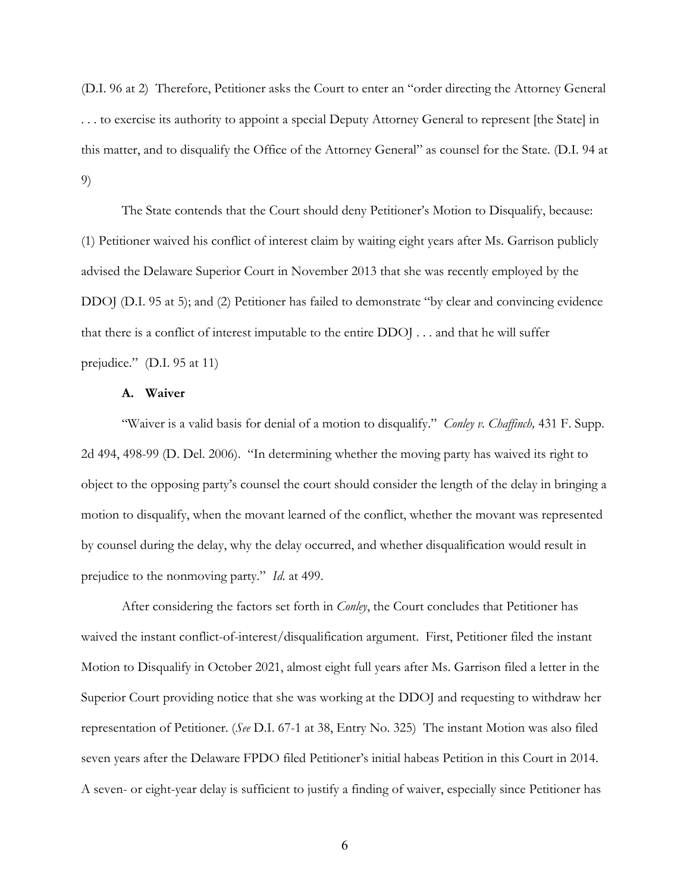(D.I. 96 at 2) Therefore, Petitioner asks the Court to enter an "order directing the Attorney General . . . to exercise its authority to appoint a special Deputy Attorney General to represent [the State] in this matter, and to disqualify the Office of the Attorney General" as counsel for the State. (D.I. 94 at 9)

The State contends that the Court should deny Petitioner's Motion to Disqualify, because: (1) Petitioner waived his conflict of interest claim by waiting eight years after Ms. Garrison publicly advised the Delaware Superior Court in November 2013 that she was recently employed by the DDOJ (D.I. 95 at 5); and (2) Petitioner has failed to demonstrate "by clear and convincing evidence that there is a conflict of interest imputable to the entire DDOJ . . . and that he will suffer prejudice." (D.I. 95 at 11)

### A. Waiver

"Waiver is a valid basis for denial of a motion to disqualify." *Conley v. Chaffinch,* 431 F. Supp. 2d 494, 498-99 (D. Del. 2006). "In determining whether the moving party has waived its right to object to the opposing party's counsel the court should consider the length of the delay in bringing a motion to disqualify, when the movant learned of the conflict, whether the movant was represented by counsel during the delay, why the delay occurred, and whether disqualification would result in prejudice to the nonmoving party." *Id.* at 499.

After considering the factors set forth in *Conley*, the Court concludes that Petitioner has waived the instant conflict-of-interest/disqualification argument. First, Petitioner filed the instant Motion to Disqualify in October 2021, almost eight full years after Ms. Garrison filed a letter in the Superior Court providing notice that she was working at the DDOJ and requesting to withdraw her representation of Petitioner. (*See* D.I. 67-1 at 38, Entry No. 325) The instant Motion was also filed seven years after the Delaware FPDO filed Petitioner's initial habeas Petition in this Court in 2014. A seven- or eight-year delay is sufficient to justify a finding of waiver, especially since Petitioner has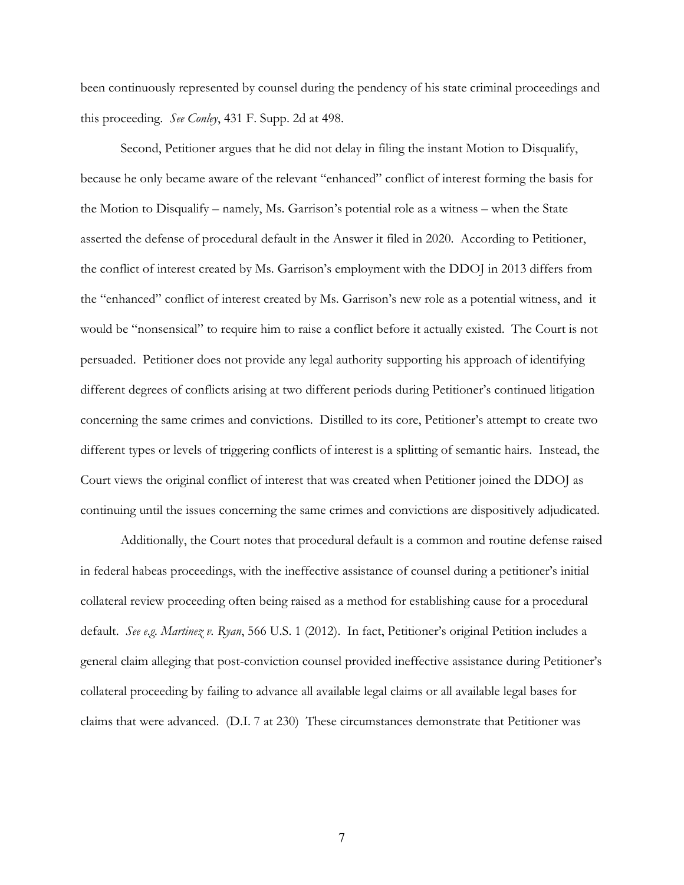been continuously represented by counsel during the pendency of his state criminal proceedings and this proceeding. *See Conley*, 431 F. Supp. 2d at 498.

Second, Petitioner argues that he did not delay in filing the instant Motion to Disqualify, because he only became aware of the relevant "enhanced" conflict of interest forming the basis for the Motion to Disqualify – namely, Ms. Garrison's potential role as a witness – when the State asserted the defense of procedural default in the Answer it filed in 2020. According to Petitioner, the conflict of interest created by Ms. Garrison's employment with the DDOJ in 2013 differs from the "enhanced" conflict of interest created by Ms. Garrison's new role as a potential witness, and it would be "nonsensical" to require him to raise a conflict before it actually existed. The Court is not persuaded. Petitioner does not provide any legal authority supporting his approach of identifying different degrees of conflicts arising at two different periods during Petitioner's continued litigation concerning the same crimes and convictions. Distilled to its core, Petitioner's attempt to create two different types or levels of triggering conflicts of interest is a splitting of semantic hairs. Instead, the Court views the original conflict of interest that was created when Petitioner joined the DDOJ as continuing until the issues concerning the same crimes and convictions are dispositively adjudicated.

Additionally, the Court notes that procedural default is a common and routine defense raised in federal habeas proceedings, with the ineffective assistance of counsel during a petitioner's initial collateral review proceeding often being raised as a method for establishing cause for a procedural default. *See e.g. Martinez v. Ryan*, 566 U.S. 1 (2012). In fact, Petitioner's original Petition includes a general claim alleging that post-conviction counsel provided ineffective assistance during Petitioner's collateral proceeding by failing to advance all available legal claims or all available legal bases for claims that were advanced. (D.I. 7 at 230) These circumstances demonstrate that Petitioner was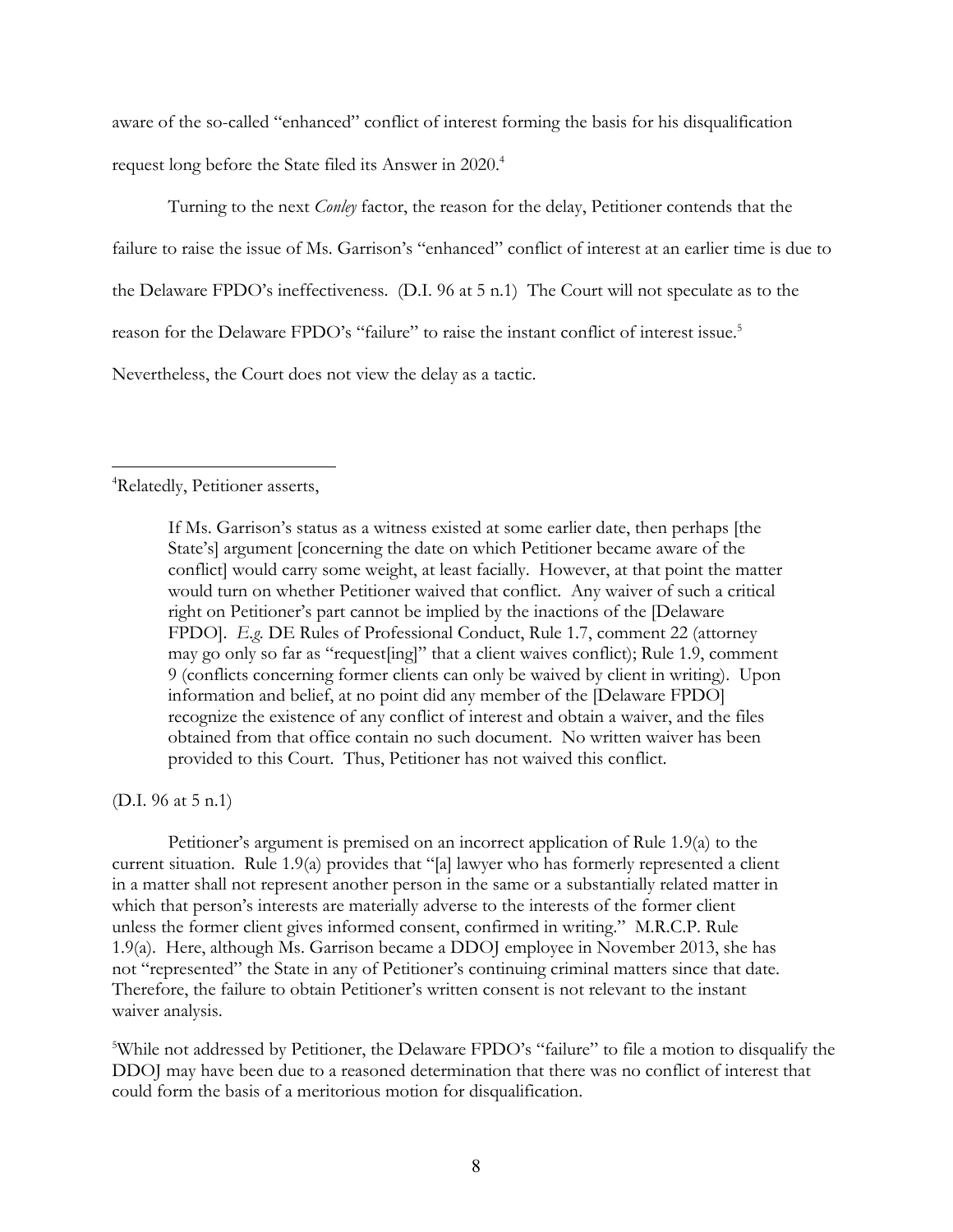aware of the so-called "enhanced" conflict of interest forming the basis for his disqualification request long before the State filed its Answer in 2020.[4]

Turning to the next *Conley* factor, the reason for the delay, Petitioner contends that the failure to raise the issue of Ms. Garrison's "enhanced" conflict of interest at an earlier time is due to the Delaware FPDO's ineffectiveness. (D.I. 96 at 5 n.1) The Court will not speculate as to the reason for the Delaware FPDO's "failure" to raise the instant conflict of interest issue.[5] Nevertheless, the Court does not view the delay as a tactic.

---

[4]Relatedly, Petitioner asserts,

> If Ms. Garrison's status as a witness existed at some earlier date, then perhaps [the State's] argument [concerning the date on which Petitioner became aware of the conflict] would carry some weight, at least facially. However, at that point the matter would turn on whether Petitioner waived that conflict. Any waiver of such a critical right on Petitioner's part cannot be implied by the inactions of the [Delaware FPDO]. *E.g.* DE Rules of Professional Conduct, Rule 1.7, comment 22 (attorney may go only so far as "request[ing]" that a client waives conflict); Rule 1.9, comment 9 (conflicts concerning former clients can only be waived by client in writing). Upon information and belief, at no point did any member of the [Delaware FPDO] recognize the existence of any conflict of interest and obtain a waiver, and the files obtained from that office contain no such document. No written waiver has been provided to this Court. Thus, Petitioner has not waived this conflict.

(D.I. 96 at 5 n.1)

Petitioner's argument is premised on an incorrect application of Rule 1.9(a) to the current situation. Rule 1.9(a) provides that "[a] lawyer who has formerly represented a client in a matter shall not represent another person in the same or a substantially related matter in which that person's interests are materially adverse to the interests of the former client unless the former client gives informed consent, confirmed in writing." M.R.C.P. Rule 1.9(a). Here, although Ms. Garrison became a DDOJ employee in November 2013, she has not "represented" the State in any of Petitioner's continuing criminal matters since that date. Therefore, the failure to obtain Petitioner's written consent is not relevant to the instant waiver analysis.

[5]While not addressed by Petitioner, the Delaware FPDO's "failure" to file a motion to disqualify the DDOJ may have been due to a reasoned determination that there was no conflict of interest that could form the basis of a meritorious motion for disqualification.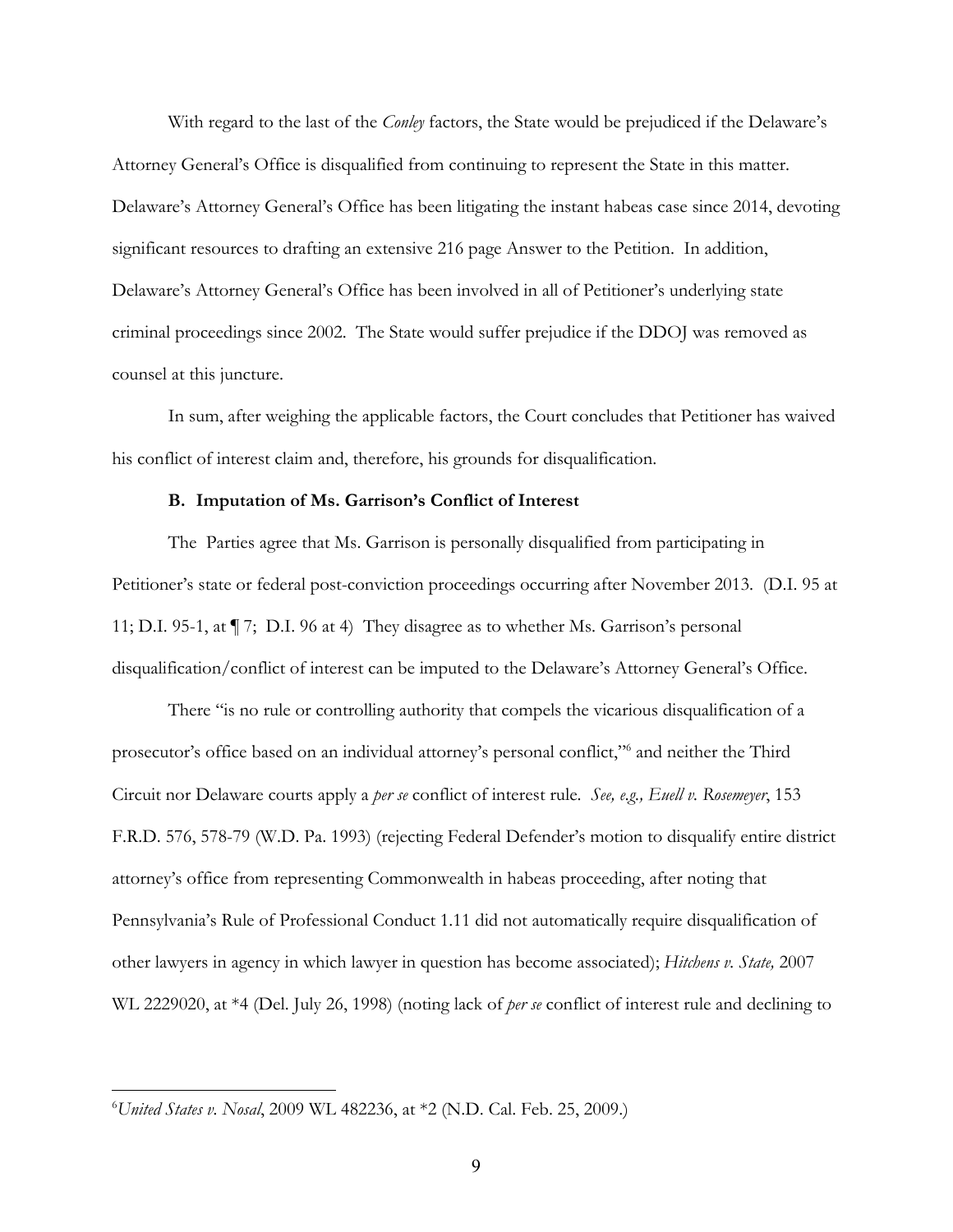With regard to the last of the *Conley* factors, the State would be prejudiced if the Delaware's Attorney General's Office is disqualified from continuing to represent the State in this matter. Delaware's Attorney General's Office has been litigating the instant habeas case since 2014, devoting significant resources to drafting an extensive 216 page Answer to the Petition. In addition, Delaware's Attorney General's Office has been involved in all of Petitioner's underlying state criminal proceedings since 2002. The State would suffer prejudice if the DDOJ was removed as counsel at this juncture.

In sum, after weighing the applicable factors, the Court concludes that Petitioner has waived his conflict of interest claim and, therefore, his grounds for disqualification.

### B. Imputation of Ms. Garrison's Conflict of Interest

The Parties agree that Ms. Garrison is personally disqualified from participating in Petitioner's state or federal post-conviction proceedings occurring after November 2013. (D.I. 95 at 11; D.I. 95-1, at ¶ 7; D.I. 96 at 4) They disagree as to whether Ms. Garrison's personal disqualification/conflict of interest can be imputed to the Delaware's Attorney General's Office.

There "is no rule or controlling authority that compels the vicarious disqualification of a prosecutor's office based on an individual attorney's personal conflict,"[6] and neither the Third Circuit nor Delaware courts apply a *per se* conflict of interest rule. *See, e.g., Euell v. Rosemeyer*, 153 F.R.D. 576, 578-79 (W.D. Pa. 1993) (rejecting Federal Defender's motion to disqualify entire district attorney's office from representing Commonwealth in habeas proceeding, after noting that Pennsylvania's Rule of Professional Conduct 1.11 did not automatically require disqualification of other lawyers in agency in which lawyer in question has become associated); *Hitchens v. State,* 2007 WL 2229020, at *4 (Del. July 26, 1998) (noting lack of *per se* conflict of interest rule and declining to

---

[6] *United States v. Nosal*, 2009 WL 482236, at *2 (N.D. Cal. Feb. 25, 2009.)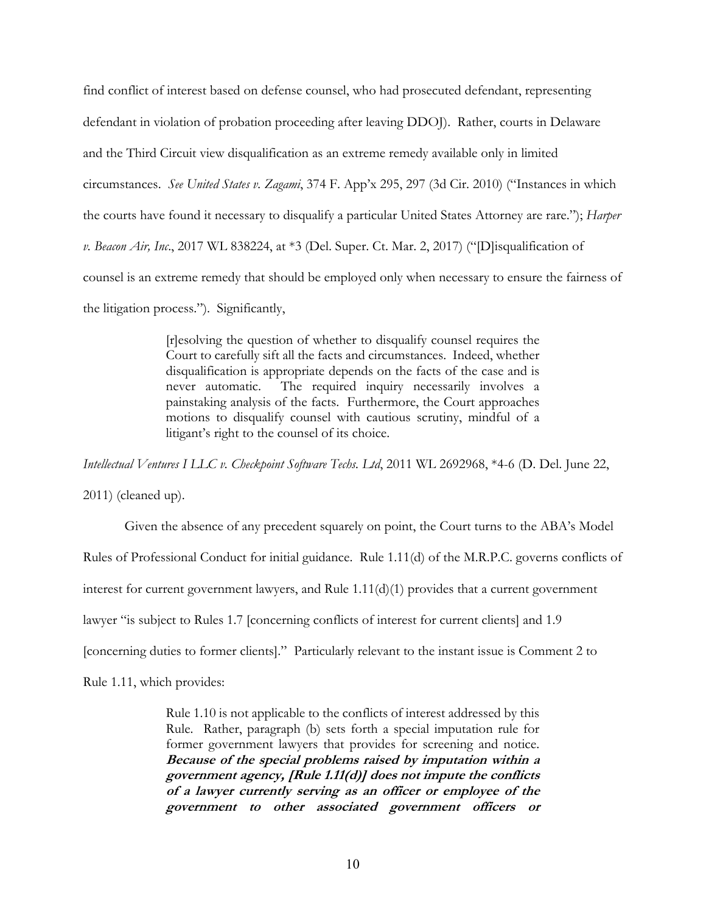find conflict of interest based on defense counsel, who had prosecuted defendant, representing defendant in violation of probation proceeding after leaving DDOJ). Rather, courts in Delaware and the Third Circuit view disqualification as an extreme remedy available only in limited circumstances. *See United States v. Zagami*, 374 F. App'x 295, 297 (3d Cir. 2010) ("Instances in which the courts have found it necessary to disqualify a particular United States Attorney are rare."); *Harper v. Beacon Air, Inc.*, 2017 WL 838224, at *3 (Del. Super. Ct. Mar. 2, 2017) ("[D]isqualification of counsel is an extreme remedy that should be employed only when necessary to ensure the fairness of the litigation process."). Significantly,

> [r]esolving the question of whether to disqualify counsel requires the Court to carefully sift all the facts and circumstances. Indeed, whether disqualification is appropriate depends on the facts of the case and is never automatic. The required inquiry necessarily involves a painstaking analysis of the facts. Furthermore, the Court approaches motions to disqualify counsel with cautious scrutiny, mindful of a litigant's right to the counsel of its choice.

*Intellectual Ventures I LLC v. Checkpoint Software Techs. Ltd*, 2011 WL 2692968, *4-6 (D. Del. June 22, 2011) (cleaned up).

Given the absence of any precedent squarely on point, the Court turns to the ABA's Model Rules of Professional Conduct for initial guidance. Rule 1.11(d) of the M.R.P.C. governs conflicts of interest for current government lawyers, and Rule 1.11(d)(1) provides that a current government lawyer "is subject to Rules 1.7 [concerning conflicts of interest for current clients] and 1.9 [concerning duties to former clients]." Particularly relevant to the instant issue is Comment 2 to Rule 1.11, which provides:

> Rule 1.10 is not applicable to the conflicts of interest addressed by this Rule. Rather, paragraph (b) sets forth a special imputation rule for former government lawyers that provides for screening and notice. ***Because of the special problems raised by imputation within a government agency, [Rule 1.11(d)] does not impute the conflicts of a lawyer currently serving as an officer or employee of the government to other associated government officers or***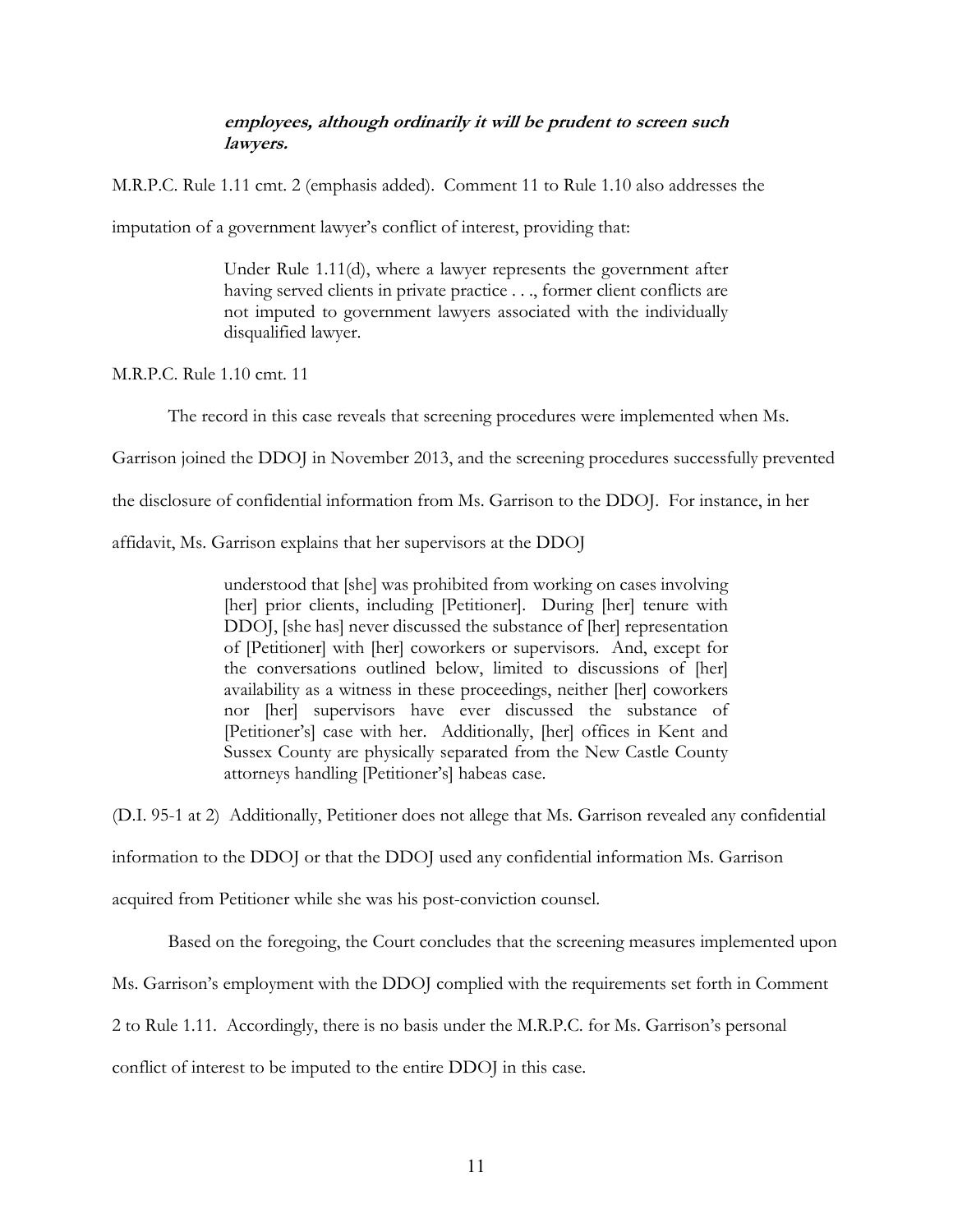> ***employees, although ordinarily it will be prudent to screen such lawyers.***

M.R.P.C. Rule 1.11 cmt. 2 (emphasis added). Comment 11 to Rule 1.10 also addresses the imputation of a government lawyer's conflict of interest, providing that:

> Under Rule 1.11(d), where a lawyer represents the government after having served clients in private practice . . ., former client conflicts are not imputed to government lawyers associated with the individually disqualified lawyer.

M.R.P.C. Rule 1.10 cmt. 11

The record in this case reveals that screening procedures were implemented when Ms. Garrison joined the DDOJ in November 2013, and the screening procedures successfully prevented the disclosure of confidential information from Ms. Garrison to the DDOJ. For instance, in her affidavit, Ms. Garrison explains that her supervisors at the DDOJ

> understood that [she] was prohibited from working on cases involving [her] prior clients, including [Petitioner]. During [her] tenure with DDOJ, [she has] never discussed the substance of [her] representation of [Petitioner] with [her] coworkers or supervisors. And, except for the conversations outlined below, limited to discussions of [her] availability as a witness in these proceedings, neither [her] coworkers nor [her] supervisors have ever discussed the substance of [Petitioner's] case with her. Additionally, [her] offices in Kent and Sussex County are physically separated from the New Castle County attorneys handling [Petitioner's] habeas case.

(D.I. 95-1 at 2) Additionally, Petitioner does not allege that Ms. Garrison revealed any confidential information to the DDOJ or that the DDOJ used any confidential information Ms. Garrison acquired from Petitioner while she was his post-conviction counsel.

Based on the foregoing, the Court concludes that the screening measures implemented upon Ms. Garrison's employment with the DDOJ complied with the requirements set forth in Comment 2 to Rule 1.11. Accordingly, there is no basis under the M.R.P.C. for Ms. Garrison's personal conflict of interest to be imputed to the entire DDOJ in this case.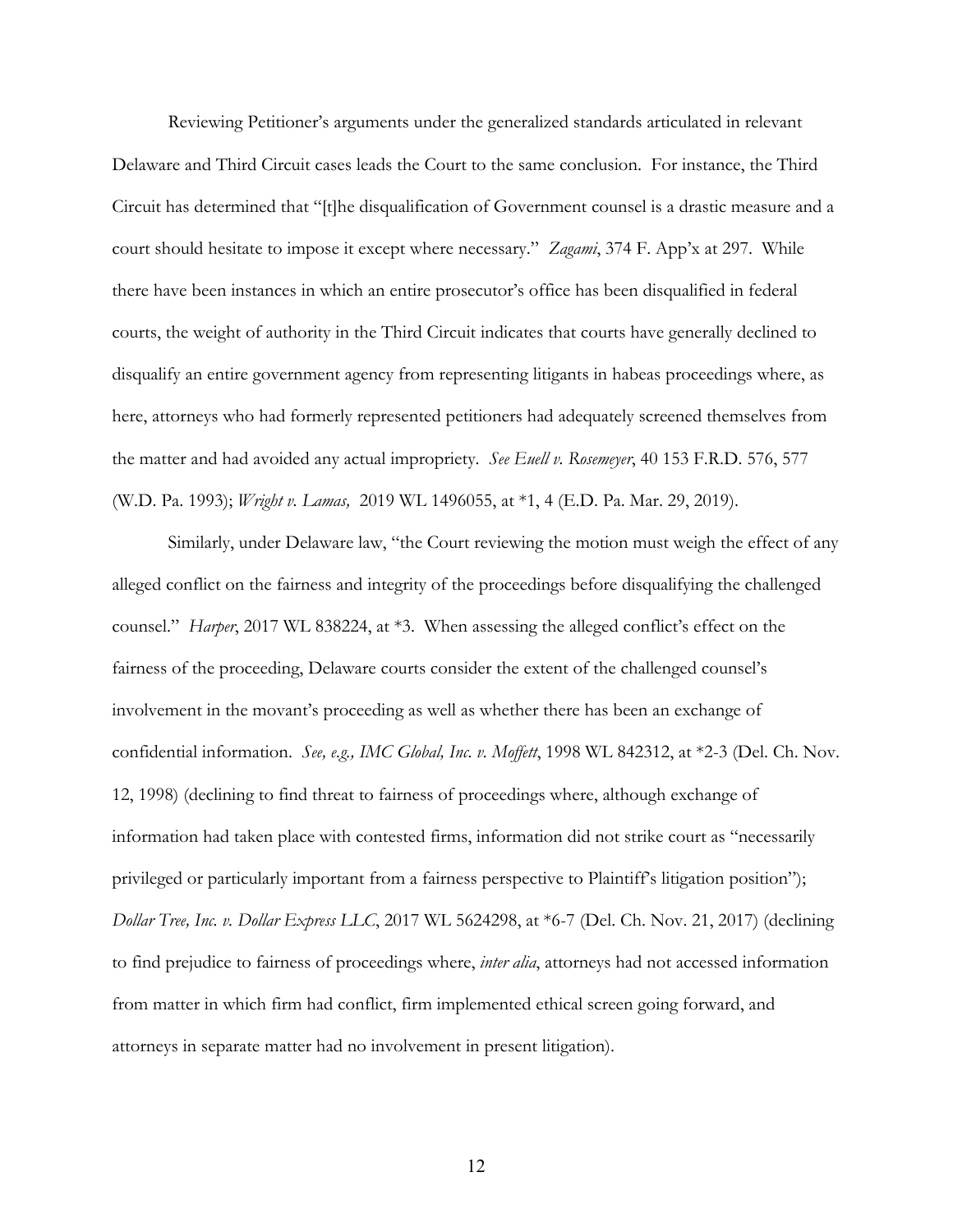Reviewing Petitioner's arguments under the generalized standards articulated in relevant Delaware and Third Circuit cases leads the Court to the same conclusion. For instance, the Third Circuit has determined that "[t]he disqualification of Government counsel is a drastic measure and a court should hesitate to impose it except where necessary." *Zagami*, 374 F. App'x at 297. While there have been instances in which an entire prosecutor's office has been disqualified in federal courts, the weight of authority in the Third Circuit indicates that courts have generally declined to disqualify an entire government agency from representing litigants in habeas proceedings where, as here, attorneys who had formerly represented petitioners had adequately screened themselves from the matter and had avoided any actual impropriety. *See Euell v. Rosemeyer*, 40 153 F.R.D. 576, 577 (W.D. Pa. 1993); *Wright v. Lamas,* 2019 WL 1496055, at *1, 4 (E.D. Pa. Mar. 29, 2019).

Similarly, under Delaware law, "the Court reviewing the motion must weigh the effect of any alleged conflict on the fairness and integrity of the proceedings before disqualifying the challenged counsel." *Harper*, 2017 WL 838224, at *3. When assessing the alleged conflict's effect on the fairness of the proceeding, Delaware courts consider the extent of the challenged counsel's involvement in the movant's proceeding as well as whether there has been an exchange of confidential information. *See, e.g., IMC Global, Inc. v. Moffett*, 1998 WL 842312, at *2-3 (Del. Ch. Nov. 12, 1998) (declining to find threat to fairness of proceedings where, although exchange of information had taken place with contested firms, information did not strike court as "necessarily privileged or particularly important from a fairness perspective to Plaintiff's litigation position"); *Dollar Tree, Inc. v. Dollar Express LLC*, 2017 WL 5624298, at *6-7 (Del. Ch. Nov. 21, 2017) (declining to find prejudice to fairness of proceedings where, *inter alia*, attorneys had not accessed information from matter in which firm had conflict, firm implemented ethical screen going forward, and attorneys in separate matter had no involvement in present litigation).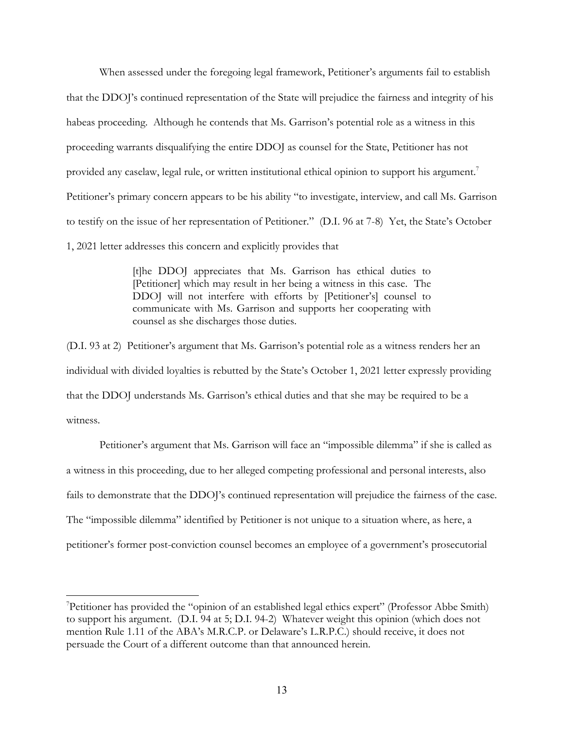When assessed under the foregoing legal framework, Petitioner's arguments fail to establish that the DDOJ's continued representation of the State will prejudice the fairness and integrity of his habeas proceeding. Although he contends that Ms. Garrison's potential role as a witness in this proceeding warrants disqualifying the entire DDOJ as counsel for the State, Petitioner has not provided any caselaw, legal rule, or written institutional ethical opinion to support his argument.[7] Petitioner's primary concern appears to be his ability "to investigate, interview, and call Ms. Garrison to testify on the issue of her representation of Petitioner." (D.I. 96 at 7-8) Yet, the State's October 1, 2021 letter addresses this concern and explicitly provides that

> [t]he DDOJ appreciates that Ms. Garrison has ethical duties to [Petitioner] which may result in her being a witness in this case. The DDOJ will not interfere with efforts by [Petitioner's] counsel to communicate with Ms. Garrison and supports her cooperating with counsel as she discharges those duties.

(D.I. 93 at 2) Petitioner's argument that Ms. Garrison's potential role as a witness renders her an individual with divided loyalties is rebutted by the State's October 1, 2021 letter expressly providing that the DDOJ understands Ms. Garrison's ethical duties and that she may be required to be a witness.

Petitioner's argument that Ms. Garrison will face an "impossible dilemma" if she is called as a witness in this proceeding, due to her alleged competing professional and personal interests, also fails to demonstrate that the DDOJ's continued representation will prejudice the fairness of the case. The "impossible dilemma" identified by Petitioner is not unique to a situation where, as here, a petitioner's former post-conviction counsel becomes an employee of a government's prosecutorial

---

[7]Petitioner has provided the "opinion of an established legal ethics expert" (Professor Abbe Smith) to support his argument. (D.I. 94 at 5; D.I. 94-2) Whatever weight this opinion (which does not mention Rule 1.11 of the ABA's M.R.C.P. or Delaware's L.R.P.C.) should receive, it does not persuade the Court of a different outcome than that announced herein.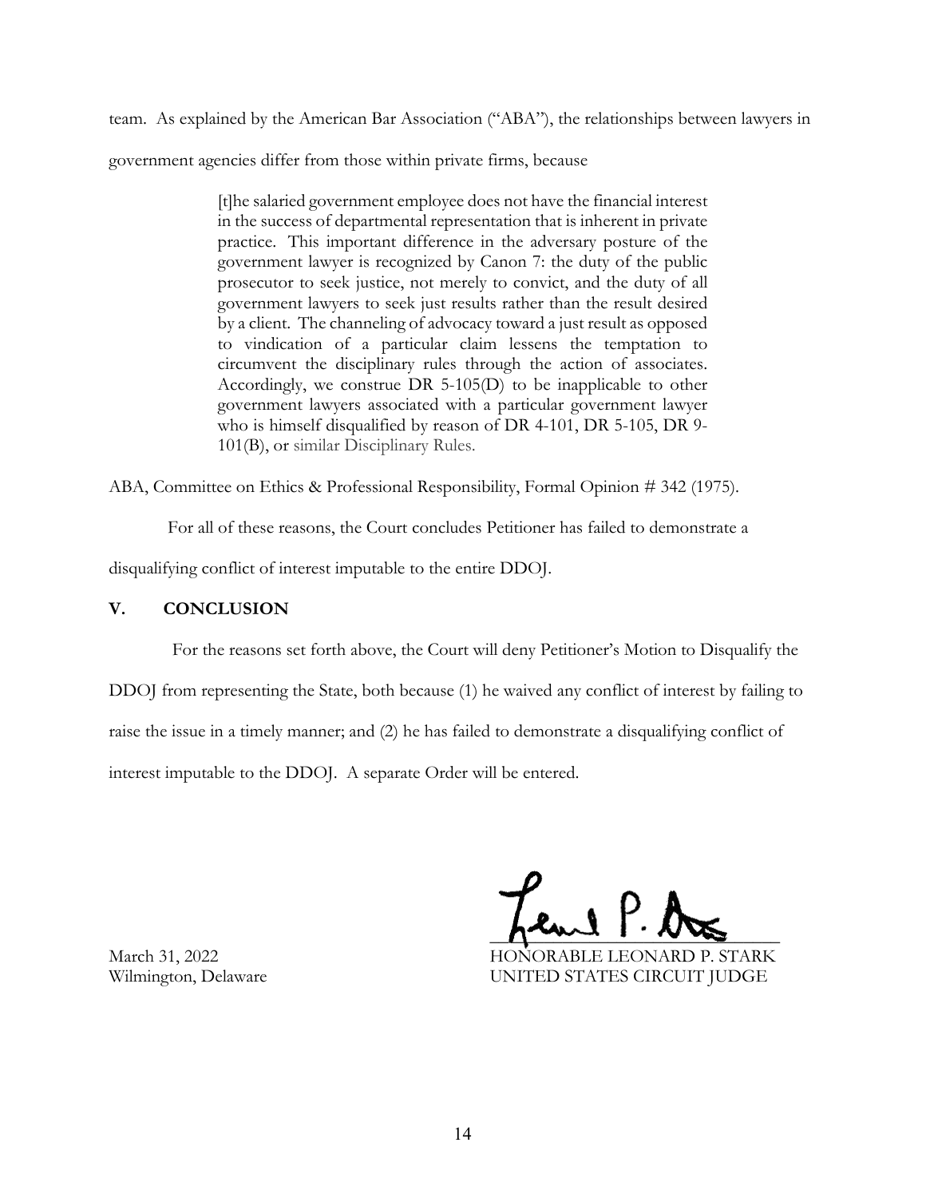team. As explained by the American Bar Association ("ABA"), the relationships between lawyers in government agencies differ from those within private firms, because

> [t]he salaried government employee does not have the financial interest in the success of departmental representation that is inherent in private practice. This important difference in the adversary posture of the government lawyer is recognized by Canon 7: the duty of the public prosecutor to seek justice, not merely to convict, and the duty of all government lawyers to seek just results rather than the result desired by a client. The channeling of advocacy toward a just result as opposed to vindication of a particular claim lessens the temptation to circumvent the disciplinary rules through the action of associates. Accordingly, we construe DR 5-105(D) to be inapplicable to other government lawyers associated with a particular government lawyer who is himself disqualified by reason of DR 4-101, DR 5-105, DR 9-101(B), or similar Disciplinary Rules.

ABA, Committee on Ethics & Professional Responsibility, Formal Opinion # 342 (1975).

For all of these reasons, the Court concludes Petitioner has failed to demonstrate a disqualifying conflict of interest imputable to the entire DDOJ.

## V. CONCLUSION

For the reasons set forth above, the Court will deny Petitioner's Motion to Disqualify the DDOJ from representing the State, both because (1) he waived any conflict of interest by failing to raise the issue in a timely manner; and (2) he has failed to demonstrate a disqualifying conflict of interest imputable to the DDOJ. A separate Order will be entered.

March 31, 2022
Wilmington, Delaware

HONORABLE LEONARD P. STARK
UNITED STATES CIRCUIT JUDGE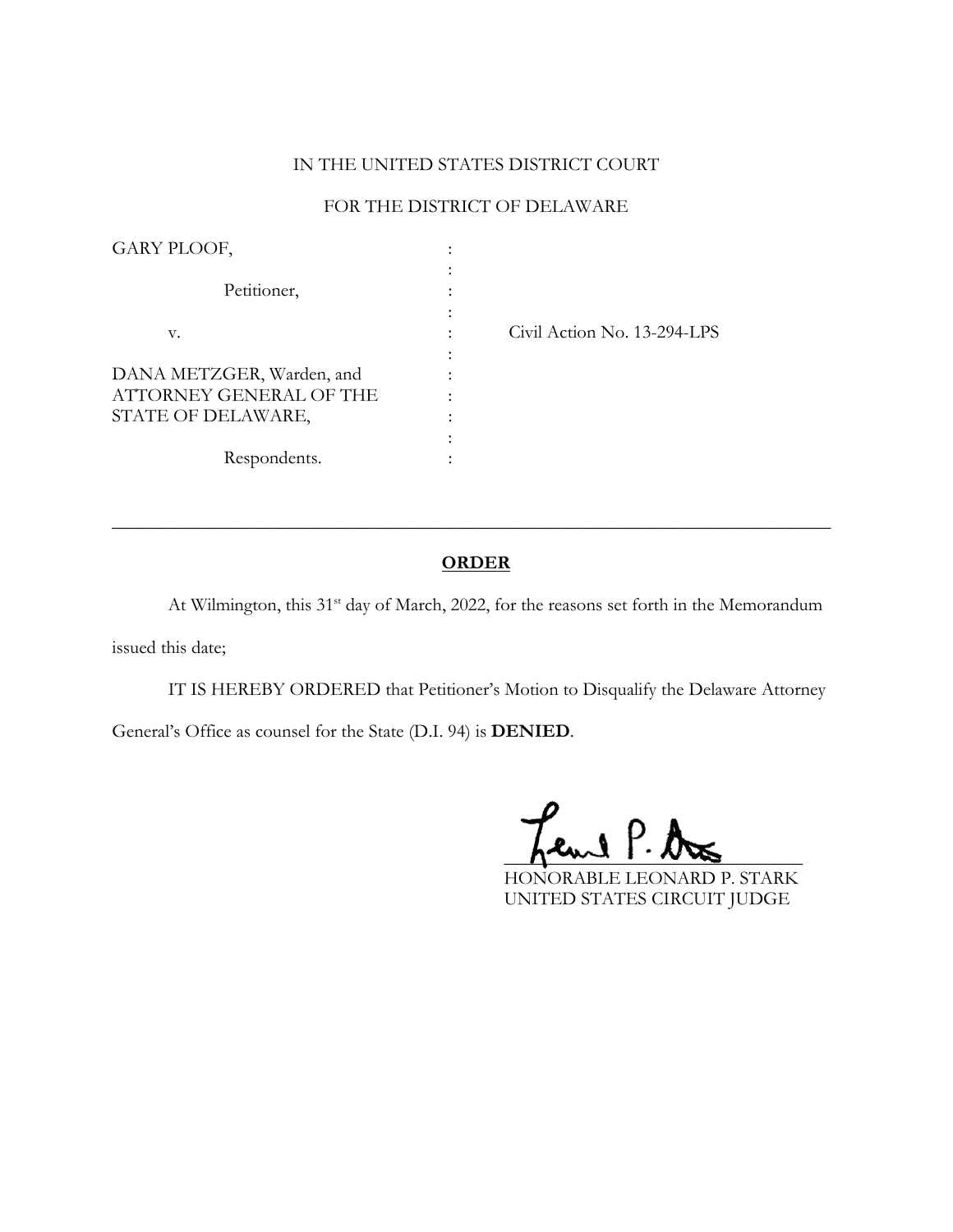IN THE UNITED STATES DISTRICT COURT

FOR THE DISTRICT OF DELAWARE

| | | |
|---|---|---|
| GARY PLOOF, | : | |
| | : | |
| Petitioner, | : | |
| | : | |
| v. | : | Civil Action No. 13-294-LPS |
| | : | |
| DANA METZGER, Warden, and ATTORNEY GENERAL OF THE STATE OF DELAWARE, | : | |
| | : | |
| Respondents. | : | |

---

## ORDER

At Wilmington, this 31st day of March, 2022, for the reasons set forth in the Memorandum issued this date;

IT IS HEREBY ORDERED that Petitioner's Motion to Disqualify the Delaware Attorney General's Office as counsel for the State (D.I. 94) is **DENIED**.

HONORABLE LEONARD P. STARK
UNITED STATES CIRCUIT JUDGE